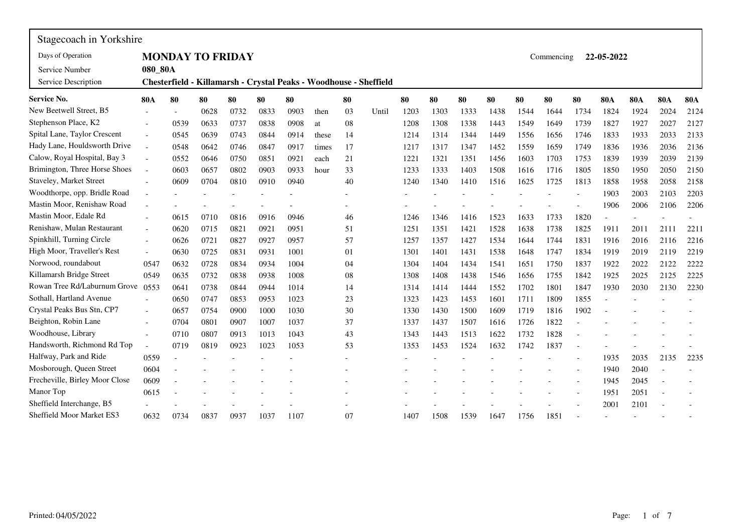Stagecoach in Yorkshire

| | | | |
|---|---|---|---|
| Days of Operation | **MONDAY TO FRIDAY** | Commencing | **22-05-2022** |
| Service Number | **080_80A** | | |
| Service Description | **Chesterfield - Killamarsh - Crystal Peaks - Woodhouse - Sheffield** | | |

| **Service No.** | **80A** | **80** | **80** | **80** | **80** | **80** | | **80** | | **80** | **80** | **80** | **80** | **80** | **80** | **80** | **80A** | **80A** | **80A** | **80A** |
|---|---|---|---|---|---|---|---|---|---|---|---|---|---|---|---|---|---|---|---|---|
| New Beetwell Street, B5 | - | - | 0628 | 0732 | 0833 | 0903 | then | 03 | Until | 1203 | 1303 | 1333 | 1438 | 1544 | 1644 | 1734 | 1824 | 1924 | 2024 | 2124 |
| Stephenson Place, K2 | - | 0539 | 0633 | 0737 | 0838 | 0908 | at | 08 | | 1208 | 1308 | 1338 | 1443 | 1549 | 1649 | 1739 | 1827 | 1927 | 2027 | 2127 |
| Spital Lane, Taylor Crescent | - | 0545 | 0639 | 0743 | 0844 | 0914 | these | 14 | | 1214 | 1314 | 1344 | 1449 | 1556 | 1656 | 1746 | 1833 | 1933 | 2033 | 2133 |
| Hady Lane, Houldsworth Drive | - | 0548 | 0642 | 0746 | 0847 | 0917 | times | 17 | | 1217 | 1317 | 1347 | 1452 | 1559 | 1659 | 1749 | 1836 | 1936 | 2036 | 2136 |
| Calow, Royal Hospital, Bay 3 | - | 0552 | 0646 | 0750 | 0851 | 0921 | each | 21 | | 1221 | 1321 | 1351 | 1456 | 1603 | 1703 | 1753 | 1839 | 1939 | 2039 | 2139 |
| Brimington, Three Horse Shoes | - | 0603 | 0657 | 0802 | 0903 | 0933 | hour | 33 | | 1233 | 1333 | 1403 | 1508 | 1616 | 1716 | 1805 | 1850 | 1950 | 2050 | 2150 |
| Staveley, Market Street | - | 0609 | 0704 | 0810 | 0910 | 0940 | | 40 | | 1240 | 1340 | 1410 | 1516 | 1625 | 1725 | 1813 | 1858 | 1958 | 2058 | 2158 |
| Woodthorpe, opp. Bridle Road | - | - | - | - | - | - | | - | | - | - | - | - | - | - | - | 1903 | 2003 | 2103 | 2203 |
| Mastin Moor, Renishaw Road | - | - | - | - | - | - | | - | | - | - | - | - | - | - | - | 1906 | 2006 | 2106 | 2206 |
| Mastin Moor, Edale Rd | - | 0615 | 0710 | 0816 | 0916 | 0946 | | 46 | | 1246 | 1346 | 1416 | 1523 | 1633 | 1733 | 1820 | - | - | - | - |
| Renishaw, Mulan Restaurant | - | 0620 | 0715 | 0821 | 0921 | 0951 | | 51 | | 1251 | 1351 | 1421 | 1528 | 1638 | 1738 | 1825 | 1911 | 2011 | 2111 | 2211 |
| Spinkhill, Turning Circle | - | 0626 | 0721 | 0827 | 0927 | 0957 | | 57 | | 1257 | 1357 | 1427 | 1534 | 1644 | 1744 | 1831 | 1916 | 2016 | 2116 | 2216 |
| High Moor, Traveller's Rest | - | 0630 | 0725 | 0831 | 0931 | 1001 | | 01 | | 1301 | 1401 | 1431 | 1538 | 1648 | 1747 | 1834 | 1919 | 2019 | 2119 | 2219 |
| Norwood, roundabout | 0547 | 0632 | 0728 | 0834 | 0934 | 1004 | | 04 | | 1304 | 1404 | 1434 | 1541 | 1651 | 1750 | 1837 | 1922 | 2022 | 2122 | 2222 |
| Killamarsh Bridge Street | 0549 | 0635 | 0732 | 0838 | 0938 | 1008 | | 08 | | 1308 | 1408 | 1438 | 1546 | 1656 | 1755 | 1842 | 1925 | 2025 | 2125 | 2225 |
| Rowan Tree Rd/Laburnum Grove | 0553 | 0641 | 0738 | 0844 | 0944 | 1014 | | 14 | | 1314 | 1414 | 1444 | 1552 | 1702 | 1801 | 1847 | 1930 | 2030 | 2130 | 2230 |
| Sothall, Hartland Avenue | - | 0650 | 0747 | 0853 | 0953 | 1023 | | 23 | | 1323 | 1423 | 1453 | 1601 | 1711 | 1809 | 1855 | - | - | - | - |
| Crystal Peaks Bus Stn, CP7 | - | 0657 | 0754 | 0900 | 1000 | 1030 | | 30 | | 1330 | 1430 | 1500 | 1609 | 1719 | 1816 | 1902 | - | - | - | - |
| Beighton, Robin Lane | - | 0704 | 0801 | 0907 | 1007 | 1037 | | 37 | | 1337 | 1437 | 1507 | 1616 | 1726 | 1822 | - | - | - | - | - |
| Woodhouse, Library | - | 0710 | 0807 | 0913 | 1013 | 1043 | | 43 | | 1343 | 1443 | 1513 | 1622 | 1732 | 1828 | - | - | - | - | - |
| Handsworth, Richmond Rd Top | - | 0719 | 0819 | 0923 | 1023 | 1053 | | 53 | | 1353 | 1453 | 1524 | 1632 | 1742 | 1837 | - | - | - | - | - |
| Halfway, Park and Ride | 0559 | - | - | - | - | - | | - | | - | - | - | - | - | - | - | 1935 | 2035 | 2135 | 2235 |
| Mosborough, Queen Street | 0604 | - | - | - | - | - | | - | | - | - | - | - | - | - | - | 1940 | 2040 | - | - |
| Frecheville, Birley Moor Close | 0609 | - | - | - | - | - | | - | | - | - | - | - | - | - | - | 1945 | 2045 | - | - |
| Manor Top | 0615 | - | - | - | - | - | | - | | - | - | - | - | - | - | - | 1951 | 2051 | - | - |
| Sheffield Interchange, B5 | - | - | - | - | - | - | | - | | - | - | - | - | - | - | - | 2001 | 2101 | - | - |
| Sheffield Moor Market ES3 | 0632 | 0734 | 0837 | 0937 | 1037 | 1107 | | 07 | | 1407 | 1508 | 1539 | 1647 | 1756 | 1851 | - | - | - | - | - |

Printed: 04/05/2022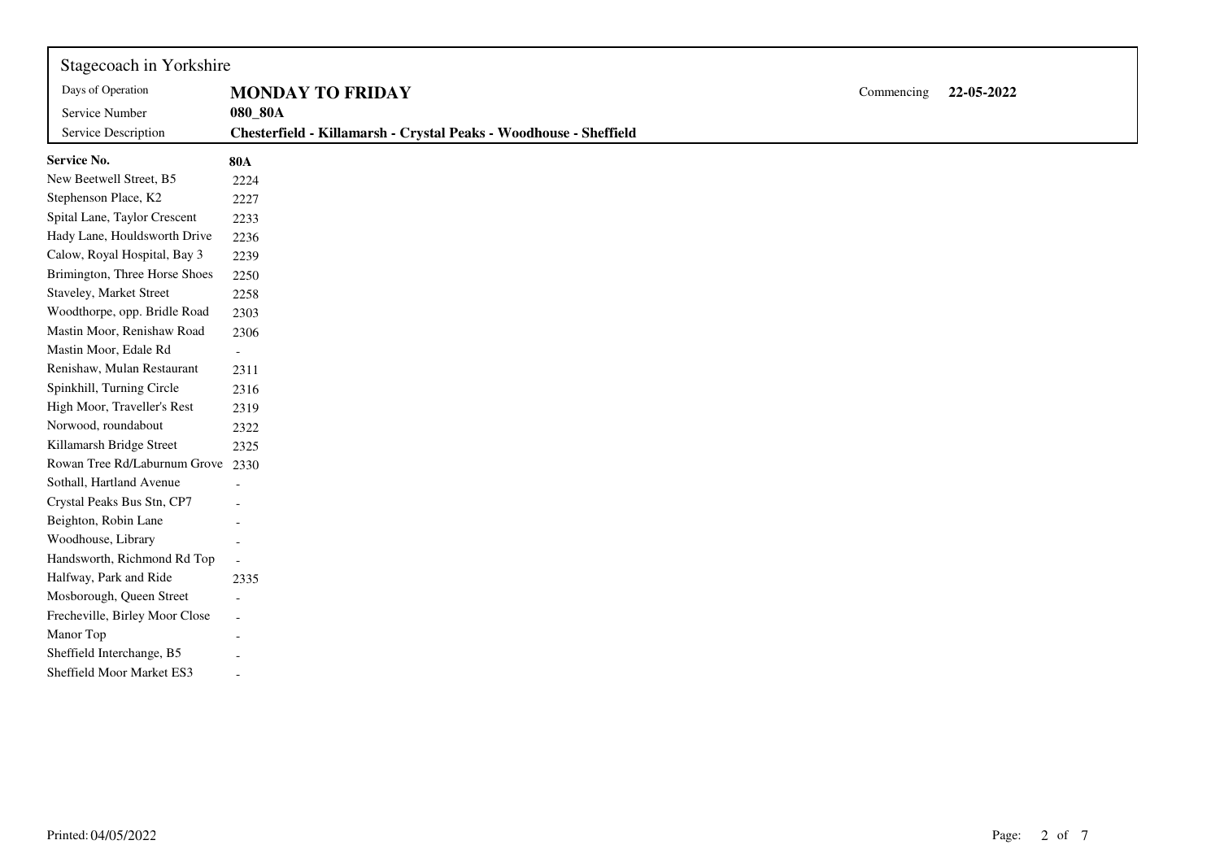Stagecoach in Yorkshire

| | | | |
|---|---|---|---|
| Days of Operation | **MONDAY TO FRIDAY** | Commencing | **22-05-2022** |
| Service Number | **080_80A** | | |
| Service Description | **Chesterfield - Killamarsh - Crystal Peaks - Woodhouse - Sheffield** | | |

| **Service No.** | **80A** |
|---|---|
| New Beetwell Street, B5 | 2224 |
| Stephenson Place, K2 | 2227 |
| Spital Lane, Taylor Crescent | 2233 |
| Hady Lane, Houldsworth Drive | 2236 |
| Calow, Royal Hospital, Bay 3 | 2239 |
| Brimington, Three Horse Shoes | 2250 |
| Staveley, Market Street | 2258 |
| Woodthorpe, opp. Bridle Road | 2303 |
| Mastin Moor, Renishaw Road | 2306 |
| Mastin Moor, Edale Rd | - |
| Renishaw, Mulan Restaurant | 2311 |
| Spinkhill, Turning Circle | 2316 |
| High Moor, Traveller's Rest | 2319 |
| Norwood, roundabout | 2322 |
| Killamarsh Bridge Street | 2325 |
| Rowan Tree Rd/Laburnum Grove | 2330 |
| Sothall, Hartland Avenue | - |
| Crystal Peaks Bus Stn, CP7 | - |
| Beighton, Robin Lane | - |
| Woodhouse, Library | - |
| Handsworth, Richmond Rd Top | - |
| Halfway, Park and Ride | 2335 |
| Mosborough, Queen Street | - |
| Frecheville, Birley Moor Close | - |
| Manor Top | - |
| Sheffield Interchange, B5 | - |
| Sheffield Moor Market ES3 | - |

Printed: 04/05/2022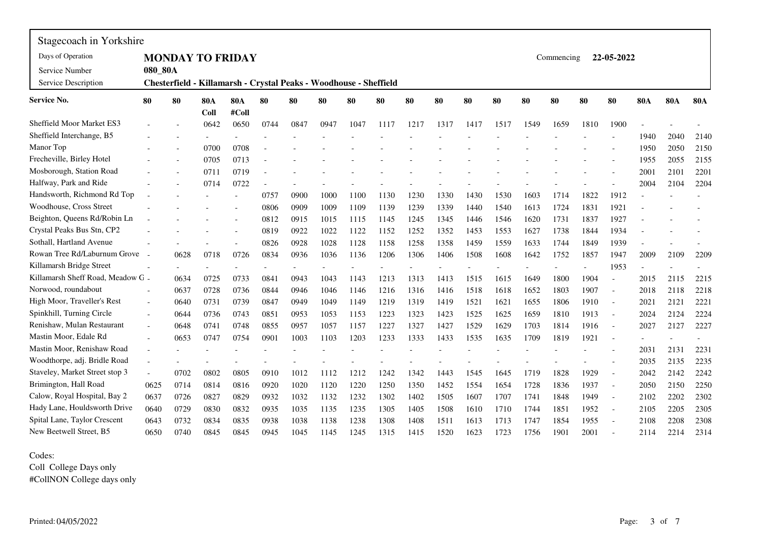Stagecoach in Yorkshire

| | |
|---|---|
| Days of Operation | **MONDAY TO FRIDAY** |
| Service Number | **080_80A** |
| Service Description | **Chesterfield - Killamarsh - Crystal Peaks - Woodhouse - Sheffield** |

Commencing **22-05-2022**

| **Service No.** | **80** | **80** | **80A Coll** | **80A #Coll** | **80** | **80** | **80** | **80** | **80** | **80** | **80** | **80** | **80** | **80** | **80** | **80** | **80** | **80A** | **80A** | **80A** |
|---|---|---|---|---|---|---|---|---|---|---|---|---|---|---|---|---|---|---|---|---|
| Sheffield Moor Market ES3 | - | - | 0642 | 0650 | 0744 | 0847 | 0947 | 1047 | 1117 | 1217 | 1317 | 1417 | 1517 | 1549 | 1659 | 1810 | 1900 | - | - | - |
| Sheffield Interchange, B5 | - | - | - | - | - | - | - | - | - | - | - | - | - | - | - | - | - | 1940 | 2040 | 2140 |
| Manor Top | - | - | 0700 | 0708 | - | - | - | - | - | - | - | - | - | - | - | - | - | 1950 | 2050 | 2150 |
| Frecheville, Birley Hotel | - | - | 0705 | 0713 | - | - | - | - | - | - | - | - | - | - | - | - | - | 1955 | 2055 | 2155 |
| Mosborough, Station Road | - | - | 0711 | 0719 | - | - | - | - | - | - | - | - | - | - | - | - | - | 2001 | 2101 | 2201 |
| Halfway, Park and Ride | - | - | 0714 | 0722 | - | - | - | - | - | - | - | - | - | - | - | - | - | 2004 | 2104 | 2204 |
| Handsworth, Richmond Rd Top | - | - | - | - | 0757 | 0900 | 1000 | 1100 | 1130 | 1230 | 1330 | 1430 | 1530 | 1603 | 1714 | 1822 | 1912 | - | - | - |
| Woodhouse, Cross Street | - | - | - | - | 0806 | 0909 | 1009 | 1109 | 1139 | 1239 | 1339 | 1440 | 1540 | 1613 | 1724 | 1831 | 1921 | - | - | - |
| Beighton, Queens Rd/Robin Ln | - | - | - | - | 0812 | 0915 | 1015 | 1115 | 1145 | 1245 | 1345 | 1446 | 1546 | 1620 | 1731 | 1837 | 1927 | - | - | - |
| Crystal Peaks Bus Stn, CP2 | - | - | - | - | 0819 | 0922 | 1022 | 1122 | 1152 | 1252 | 1352 | 1453 | 1553 | 1627 | 1738 | 1844 | 1934 | - | - | - |
| Sothall, Hartland Avenue | - | - | - | - | 0826 | 0928 | 1028 | 1128 | 1158 | 1258 | 1358 | 1459 | 1559 | 1633 | 1744 | 1849 | 1939 | - | - | - |
| Rowan Tree Rd/Laburnum Grove | - | 0628 | 0718 | 0726 | 0834 | 0936 | 1036 | 1136 | 1206 | 1306 | 1406 | 1508 | 1608 | 1642 | 1752 | 1857 | 1947 | 2009 | 2109 | 2209 |
| Killamarsh Bridge Street | - | - | - | - | - | - | - | - | - | - | - | - | - | - | - | - | 1953 | - | - | - |
| Killamarsh Sheff Road, Meadow G | - | 0634 | 0725 | 0733 | 0841 | 0943 | 1043 | 1143 | 1213 | 1313 | 1413 | 1515 | 1615 | 1649 | 1800 | 1904 | - | 2015 | 2115 | 2215 |
| Norwood, roundabout | - | 0637 | 0728 | 0736 | 0844 | 0946 | 1046 | 1146 | 1216 | 1316 | 1416 | 1518 | 1618 | 1652 | 1803 | 1907 | - | 2018 | 2118 | 2218 |
| High Moor, Traveller's Rest | - | 0640 | 0731 | 0739 | 0847 | 0949 | 1049 | 1149 | 1219 | 1319 | 1419 | 1521 | 1621 | 1655 | 1806 | 1910 | - | 2021 | 2121 | 2221 |
| Spinkhill, Turning Circle | - | 0644 | 0736 | 0743 | 0851 | 0953 | 1053 | 1153 | 1223 | 1323 | 1423 | 1525 | 1625 | 1659 | 1810 | 1913 | - | 2024 | 2124 | 2224 |
| Renishaw, Mulan Restaurant | - | 0648 | 0741 | 0748 | 0855 | 0957 | 1057 | 1157 | 1227 | 1327 | 1427 | 1529 | 1629 | 1703 | 1814 | 1916 | - | 2027 | 2127 | 2227 |
| Mastin Moor, Edale Rd | - | 0653 | 0747 | 0754 | 0901 | 1003 | 1103 | 1203 | 1233 | 1333 | 1433 | 1535 | 1635 | 1709 | 1819 | 1921 | - | - | - | - |
| Mastin Moor, Renishaw Road | - | - | - | - | - | - | - | - | - | - | - | - | - | - | - | - | - | 2031 | 2131 | 2231 |
| Woodthorpe, adj. Bridle Road | - | - | - | - | - | - | - | - | - | - | - | - | - | - | - | - | - | 2035 | 2135 | 2235 |
| Staveley, Market Street stop 3 | - | 0702 | 0802 | 0805 | 0910 | 1012 | 1112 | 1212 | 1242 | 1342 | 1443 | 1545 | 1645 | 1719 | 1828 | 1929 | - | 2042 | 2142 | 2242 |
| Brimington, Hall Road | 0625 | 0714 | 0814 | 0816 | 0920 | 1020 | 1120 | 1220 | 1250 | 1350 | 1452 | 1554 | 1654 | 1728 | 1836 | 1937 | - | 2050 | 2150 | 2250 |
| Calow, Royal Hospital, Bay 2 | 0637 | 0726 | 0827 | 0829 | 0932 | 1032 | 1132 | 1232 | 1302 | 1402 | 1505 | 1607 | 1707 | 1741 | 1848 | 1949 | - | 2102 | 2202 | 2302 |
| Hady Lane, Houldsworth Drive | 0640 | 0729 | 0830 | 0832 | 0935 | 1035 | 1135 | 1235 | 1305 | 1405 | 1508 | 1610 | 1710 | 1744 | 1851 | 1952 | - | 2105 | 2205 | 2305 |
| Spital Lane, Taylor Crescent | 0643 | 0732 | 0834 | 0835 | 0938 | 1038 | 1138 | 1238 | 1308 | 1408 | 1511 | 1613 | 1713 | 1747 | 1854 | 1955 | - | 2108 | 2208 | 2308 |
| New Beetwell Street, B5 | 0650 | 0740 | 0845 | 0845 | 0945 | 1045 | 1145 | 1245 | 1315 | 1415 | 1520 | 1623 | 1723 | 1756 | 1901 | 2001 | - | 2114 | 2214 | 2314 |

Codes:
Coll College Days only
#CollNON College days only

Printed: 04/05/2022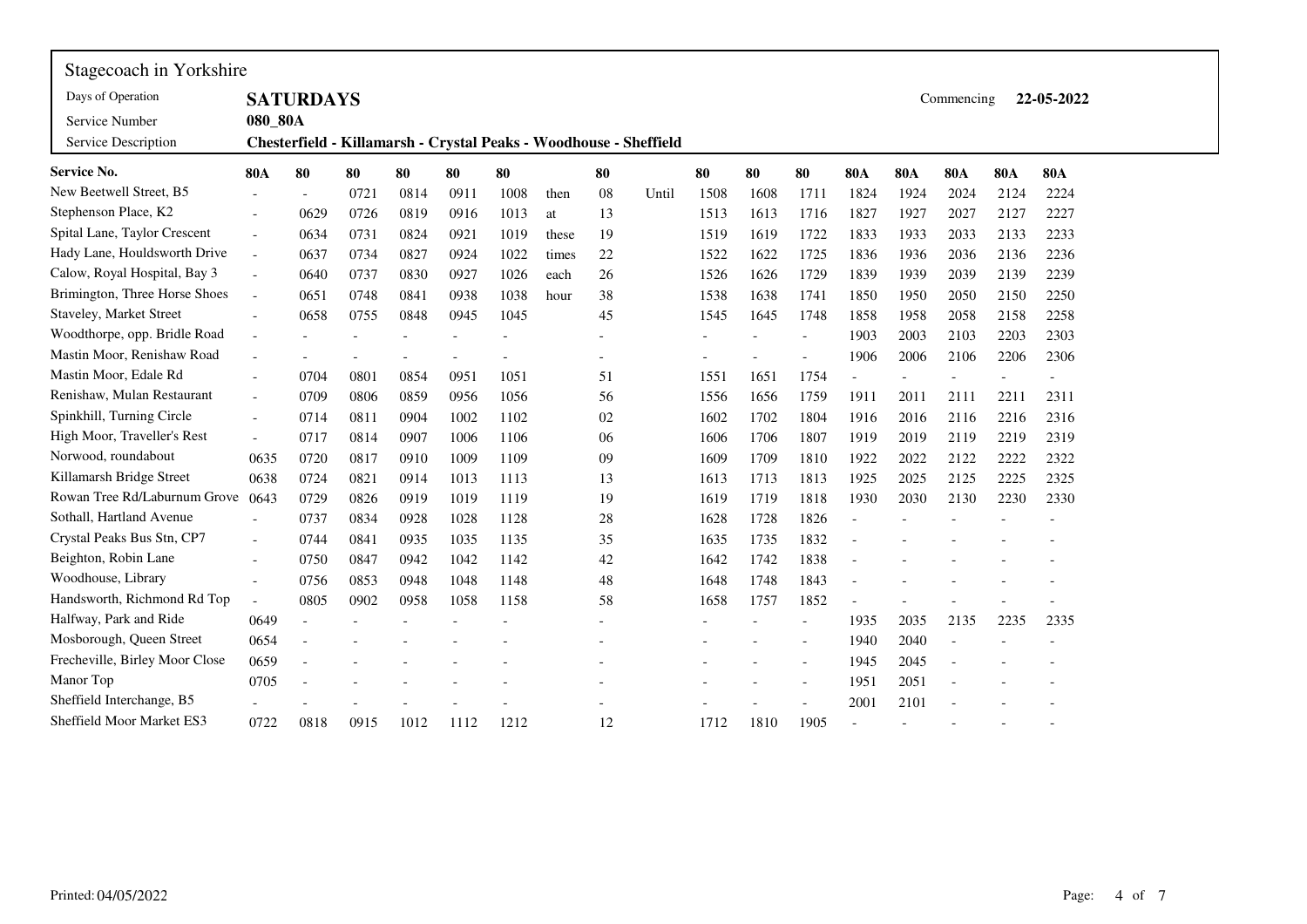Stagecoach in Yorkshire

| | | | |
|---|---|---|---|
| Days of Operation | **SATURDAYS** | Commencing | **22-05-2022** |
| Service Number | **080_80A** | | |
| Service Description | **Chesterfield - Killamarsh - Crystal Peaks - Woodhouse - Sheffield** | | |

| **Service No.** | **80A** | **80** | **80** | **80** | **80** | **80** | | **80** | | **80** | **80** | **80** | **80A** | **80A** | **80A** | **80A** | **80A** |
|---|---|---|---|---|---|---|---|---|---|---|---|---|---|---|---|---|---|
| New Beetwell Street, B5 | - | - | 0721 | 0814 | 0911 | 1008 | then | 08 | Until | 1508 | 1608 | 1711 | 1824 | 1924 | 2024 | 2124 | 2224 |
| Stephenson Place, K2 | - | 0629 | 0726 | 0819 | 0916 | 1013 | at | 13 | | 1513 | 1613 | 1716 | 1827 | 1927 | 2027 | 2127 | 2227 |
| Spital Lane, Taylor Crescent | - | 0634 | 0731 | 0824 | 0921 | 1019 | these | 19 | | 1519 | 1619 | 1722 | 1833 | 1933 | 2033 | 2133 | 2233 |
| Hady Lane, Houldsworth Drive | - | 0637 | 0734 | 0827 | 0924 | 1022 | times | 22 | | 1522 | 1622 | 1725 | 1836 | 1936 | 2036 | 2136 | 2236 |
| Calow, Royal Hospital, Bay 3 | - | 0640 | 0737 | 0830 | 0927 | 1026 | each | 26 | | 1526 | 1626 | 1729 | 1839 | 1939 | 2039 | 2139 | 2239 |
| Brimington, Three Horse Shoes | - | 0651 | 0748 | 0841 | 0938 | 1038 | hour | 38 | | 1538 | 1638 | 1741 | 1850 | 1950 | 2050 | 2150 | 2250 |
| Staveley, Market Street | - | 0658 | 0755 | 0848 | 0945 | 1045 | | 45 | | 1545 | 1645 | 1748 | 1858 | 1958 | 2058 | 2158 | 2258 |
| Woodthorpe, opp. Bridle Road | - | - | - | - | - | - | | - | | - | - | - | 1903 | 2003 | 2103 | 2203 | 2303 |
| Mastin Moor, Renishaw Road | - | - | - | - | - | - | | - | | - | - | - | 1906 | 2006 | 2106 | 2206 | 2306 |
| Mastin Moor, Edale Rd | - | 0704 | 0801 | 0854 | 0951 | 1051 | | 51 | | 1551 | 1651 | 1754 | - | - | - | - | - |
| Renishaw, Mulan Restaurant | - | 0709 | 0806 | 0859 | 0956 | 1056 | | 56 | | 1556 | 1656 | 1759 | 1911 | 2011 | 2111 | 2211 | 2311 |
| Spinkhill, Turning Circle | - | 0714 | 0811 | 0904 | 1002 | 1102 | | 02 | | 1602 | 1702 | 1804 | 1916 | 2016 | 2116 | 2216 | 2316 |
| High Moor, Traveller's Rest | - | 0717 | 0814 | 0907 | 1006 | 1106 | | 06 | | 1606 | 1706 | 1807 | 1919 | 2019 | 2119 | 2219 | 2319 |
| Norwood, roundabout | 0635 | 0720 | 0817 | 0910 | 1009 | 1109 | | 09 | | 1609 | 1709 | 1810 | 1922 | 2022 | 2122 | 2222 | 2322 |
| Killamarsh Bridge Street | 0638 | 0724 | 0821 | 0914 | 1013 | 1113 | | 13 | | 1613 | 1713 | 1813 | 1925 | 2025 | 2125 | 2225 | 2325 |
| Rowan Tree Rd/Laburnum Grove | 0643 | 0729 | 0826 | 0919 | 1019 | 1119 | | 19 | | 1619 | 1719 | 1818 | 1930 | 2030 | 2130 | 2230 | 2330 |
| Sothall, Hartland Avenue | - | 0737 | 0834 | 0928 | 1028 | 1128 | | 28 | | 1628 | 1728 | 1826 | - | - | - | - | - |
| Crystal Peaks Bus Stn, CP7 | - | 0744 | 0841 | 0935 | 1035 | 1135 | | 35 | | 1635 | 1735 | 1832 | - | - | - | - | - |
| Beighton, Robin Lane | - | 0750 | 0847 | 0942 | 1042 | 1142 | | 42 | | 1642 | 1742 | 1838 | - | - | - | - | - |
| Woodhouse, Library | - | 0756 | 0853 | 0948 | 1048 | 1148 | | 48 | | 1648 | 1748 | 1843 | - | - | - | - | - |
| Handsworth, Richmond Rd Top | - | 0805 | 0902 | 0958 | 1058 | 1158 | | 58 | | 1658 | 1757 | 1852 | - | - | - | - | - |
| Halfway, Park and Ride | 0649 | - | - | - | - | - | | - | | - | - | - | 1935 | 2035 | 2135 | 2235 | 2335 |
| Mosborough, Queen Street | 0654 | - | - | - | - | - | | - | | - | - | - | 1940 | 2040 | - | - | - |
| Frecheville, Birley Moor Close | 0659 | - | - | - | - | - | | - | | - | - | - | 1945 | 2045 | - | - | - |
| Manor Top | 0705 | - | - | - | - | - | | - | | - | - | - | 1951 | 2051 | - | - | - |
| Sheffield Interchange, B5 | - | - | - | - | - | - | | - | | - | - | - | 2001 | 2101 | - | - | - |
| Sheffield Moor Market ES3 | 0722 | 0818 | 0915 | 1012 | 1112 | 1212 | | 12 | | 1712 | 1810 | 1905 | - | - | - | - | - |

Printed: 04/05/2022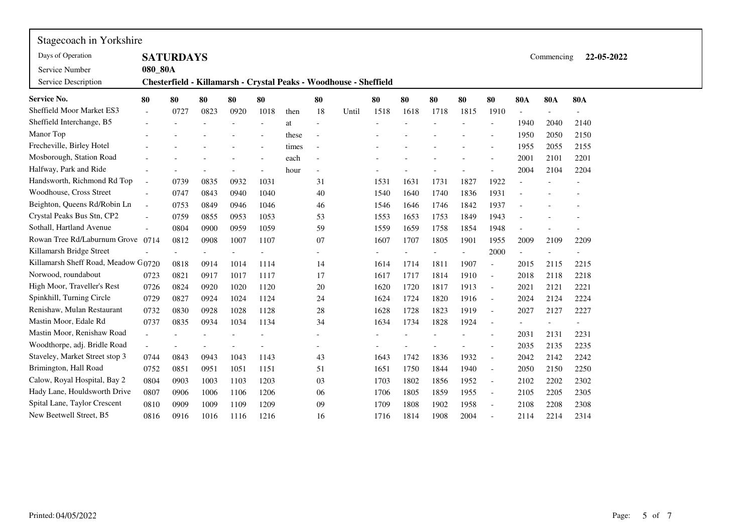Stagecoach in Yorkshire

| | | | | | | | | | | | | | | | | | | | |
|---|---|---|---|---|---|---|---|---|---|---|---|---|---|---|---|---|---|---|---|
| Days of Operation | **SATURDAYS** | | | | | | | | | | | | | | Commencing | **22-05-2022** | | | |
| Service Number | **080_80A** | | | | | | | | | | | | | | | | | | |
| Service Description | **Chesterfield - Killamarsh - Crystal Peaks - Woodhouse - Sheffield** | | | | | | | | | | | | | | | | | | |

| **Service No.** | **80** | **80** | **80** | **80** | **80** | | **80** | | **80** | **80** | **80** | **80** | **80** | **80A** | **80A** | **80A** |
|---|---|---|---|---|---|---|---|---|---|---|---|---|---|---|---|---|
| Sheffield Moor Market ES3 | - | 0727 | 0823 | 0920 | 1018 | then | 18 | Until | 1518 | 1618 | 1718 | 1815 | 1910 | - | - | - |
| Sheffield Interchange, B5 | - | - | - | - | - | at | - | | - | - | - | - | - | 1940 | 2040 | 2140 |
| Manor Top | - | - | - | - | - | these | - | | - | - | - | - | - | 1950 | 2050 | 2150 |
| Frecheville, Birley Hotel | - | - | - | - | - | times | - | | - | - | - | - | - | 1955 | 2055 | 2155 |
| Mosborough, Station Road | - | - | - | - | - | each | - | | - | - | - | - | - | 2001 | 2101 | 2201 |
| Halfway, Park and Ride | - | - | - | - | - | hour | - | | - | - | - | - | - | 2004 | 2104 | 2204 |
| Handsworth, Richmond Rd Top | - | 0739 | 0835 | 0932 | 1031 | | 31 | | 1531 | 1631 | 1731 | 1827 | 1922 | - | - | - |
| Woodhouse, Cross Street | - | 0747 | 0843 | 0940 | 1040 | | 40 | | 1540 | 1640 | 1740 | 1836 | 1931 | - | - | - |
| Beighton, Queens Rd/Robin Ln | - | 0753 | 0849 | 0946 | 1046 | | 46 | | 1546 | 1646 | 1746 | 1842 | 1937 | - | - | - |
| Crystal Peaks Bus Stn, CP2 | - | 0759 | 0855 | 0953 | 1053 | | 53 | | 1553 | 1653 | 1753 | 1849 | 1943 | - | - | - |
| Sothall, Hartland Avenue | - | 0804 | 0900 | 0959 | 1059 | | 59 | | 1559 | 1659 | 1758 | 1854 | 1948 | - | - | - |
| Rowan Tree Rd/Laburnum Grove | 0714 | 0812 | 0908 | 1007 | 1107 | | 07 | | 1607 | 1707 | 1805 | 1901 | 1955 | 2009 | 2109 | 2209 |
| Killamarsh Bridge Street | - | - | - | - | - | | - | | - | - | - | - | 2000 | - | - | - |
| Killamarsh Sheff Road, Meadow G | 0720 | 0818 | 0914 | 1014 | 1114 | | 14 | | 1614 | 1714 | 1811 | 1907 | - | 2015 | 2115 | 2215 |
| Norwood, roundabout | 0723 | 0821 | 0917 | 1017 | 1117 | | 17 | | 1617 | 1717 | 1814 | 1910 | - | 2018 | 2118 | 2218 |
| High Moor, Traveller's Rest | 0726 | 0824 | 0920 | 1020 | 1120 | | 20 | | 1620 | 1720 | 1817 | 1913 | - | 2021 | 2121 | 2221 |
| Spinkhill, Turning Circle | 0729 | 0827 | 0924 | 1024 | 1124 | | 24 | | 1624 | 1724 | 1820 | 1916 | - | 2024 | 2124 | 2224 |
| Renishaw, Mulan Restaurant | 0732 | 0830 | 0928 | 1028 | 1128 | | 28 | | 1628 | 1728 | 1823 | 1919 | - | 2027 | 2127 | 2227 |
| Mastin Moor, Edale Rd | 0737 | 0835 | 0934 | 1034 | 1134 | | 34 | | 1634 | 1734 | 1828 | 1924 | - | - | - | - |
| Mastin Moor, Renishaw Road | - | - | - | - | - | | - | | - | - | - | - | - | 2031 | 2131 | 2231 |
| Woodthorpe, adj. Bridle Road | - | - | - | - | - | | - | | - | - | - | - | - | 2035 | 2135 | 2235 |
| Staveley, Market Street stop 3 | 0744 | 0843 | 0943 | 1043 | 1143 | | 43 | | 1643 | 1742 | 1836 | 1932 | - | 2042 | 2142 | 2242 |
| Brimington, Hall Road | 0752 | 0851 | 0951 | 1051 | 1151 | | 51 | | 1651 | 1750 | 1844 | 1940 | - | 2050 | 2150 | 2250 |
| Calow, Royal Hospital, Bay 2 | 0804 | 0903 | 1003 | 1103 | 1203 | | 03 | | 1703 | 1802 | 1856 | 1952 | - | 2102 | 2202 | 2302 |
| Hady Lane, Houldsworth Drive | 0807 | 0906 | 1006 | 1106 | 1206 | | 06 | | 1706 | 1805 | 1859 | 1955 | - | 2105 | 2205 | 2305 |
| Spital Lane, Taylor Crescent | 0810 | 0909 | 1009 | 1109 | 1209 | | 09 | | 1709 | 1808 | 1902 | 1958 | - | 2108 | 2208 | 2308 |
| New Beetwell Street, B5 | 0816 | 0916 | 1016 | 1116 | 1216 | | 16 | | 1716 | 1814 | 1908 | 2004 | - | 2114 | 2214 | 2314 |

Printed: 04/05/2022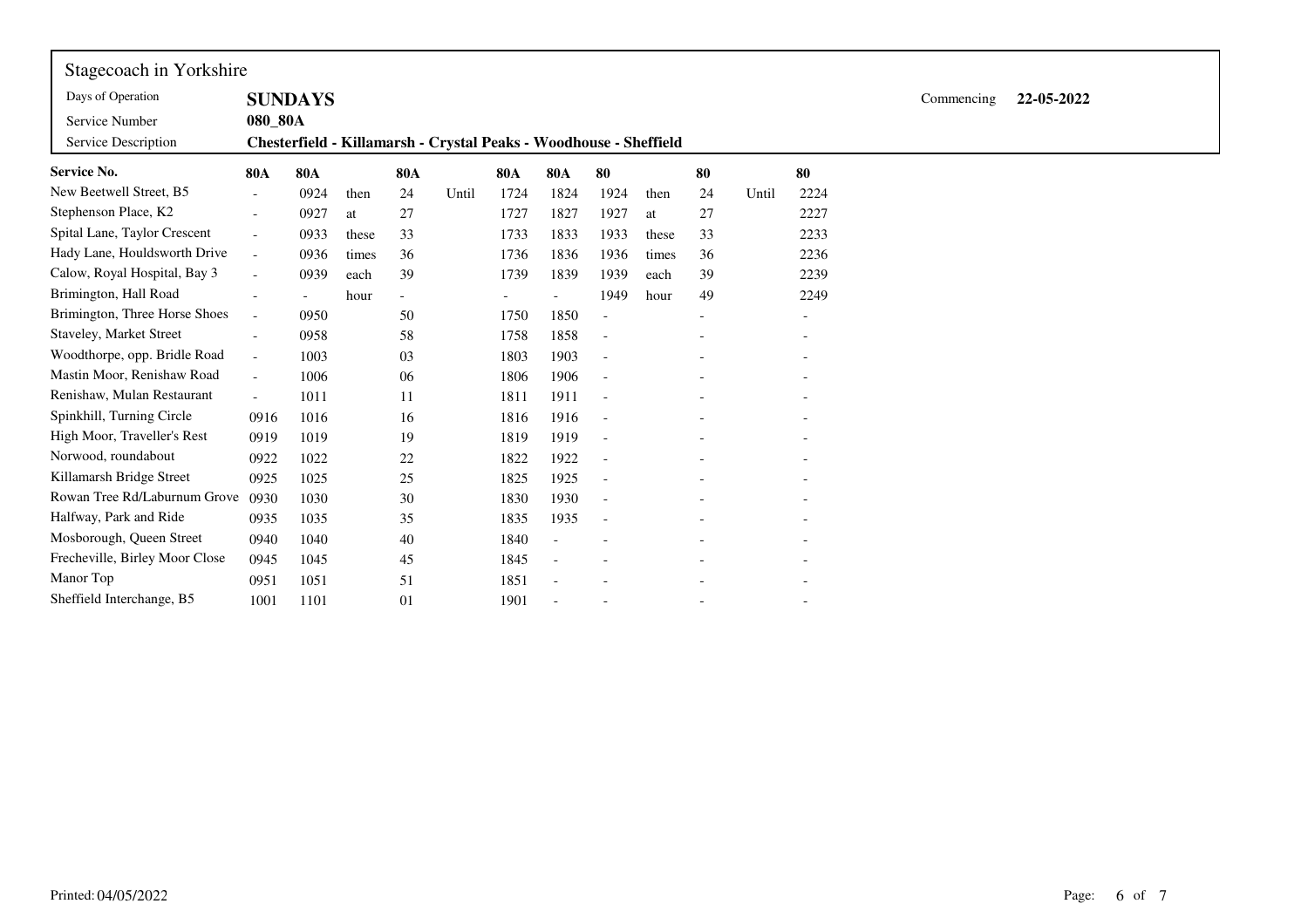Stagecoach in Yorkshire

| | | | |
|---|---|---|---|
| Days of Operation | **SUNDAYS** | Commencing | **22-05-2022** |
| Service Number | **080_80A** | | |
| Service Description | **Chesterfield - Killamarsh - Crystal Peaks - Woodhouse - Sheffield** | | |

| **Service No.** | **80A** | **80A** | | **80A** | | **80A** | **80A** | **80** | | **80** | | **80** |
|---|---|---|---|---|---|---|---|---|---|---|---|---|
| New Beetwell Street, B5 | - | 0924 | then | 24 | Until | 1724 | 1824 | 1924 | then | 24 | Until | 2224 |
| Stephenson Place, K2 | - | 0927 | at | 27 | | 1727 | 1827 | 1927 | at | 27 | | 2227 |
| Spital Lane, Taylor Crescent | - | 0933 | these | 33 | | 1733 | 1833 | 1933 | these | 33 | | 2233 |
| Hady Lane, Houldsworth Drive | - | 0936 | times | 36 | | 1736 | 1836 | 1936 | times | 36 | | 2236 |
| Calow, Royal Hospital, Bay 3 | - | 0939 | each | 39 | | 1739 | 1839 | 1939 | each | 39 | | 2239 |
| Brimington, Hall Road | - | - | hour | - | | - | - | 1949 | hour | 49 | | 2249 |
| Brimington, Three Horse Shoes | - | 0950 | | 50 | | 1750 | 1850 | - | | - | | - |
| Staveley, Market Street | - | 0958 | | 58 | | 1758 | 1858 | - | | - | | - |
| Woodthorpe, opp. Bridle Road | - | 1003 | | 03 | | 1803 | 1903 | - | | - | | - |
| Mastin Moor, Renishaw Road | - | 1006 | | 06 | | 1806 | 1906 | - | | - | | - |
| Renishaw, Mulan Restaurant | - | 1011 | | 11 | | 1811 | 1911 | - | | - | | - |
| Spinkhill, Turning Circle | 0916 | 1016 | | 16 | | 1816 | 1916 | - | | - | | - |
| High Moor, Traveller's Rest | 0919 | 1019 | | 19 | | 1819 | 1919 | - | | - | | - |
| Norwood, roundabout | 0922 | 1022 | | 22 | | 1822 | 1922 | - | | - | | - |
| Killamarsh Bridge Street | 0925 | 1025 | | 25 | | 1825 | 1925 | - | | - | | - |
| Rowan Tree Rd/Laburnum Grove | 0930 | 1030 | | 30 | | 1830 | 1930 | - | | - | | - |
| Halfway, Park and Ride | 0935 | 1035 | | 35 | | 1835 | 1935 | - | | - | | - |
| Mosborough, Queen Street | 0940 | 1040 | | 40 | | 1840 | - | - | | - | | - |
| Frecheville, Birley Moor Close | 0945 | 1045 | | 45 | | 1845 | - | - | | - | | - |
| Manor Top | 0951 | 1051 | | 51 | | 1851 | - | - | | - | | - |
| Sheffield Interchange, B5 | 1001 | 1101 | | 01 | | 1901 | - | - | | - | | - |

Printed: 04/05/2022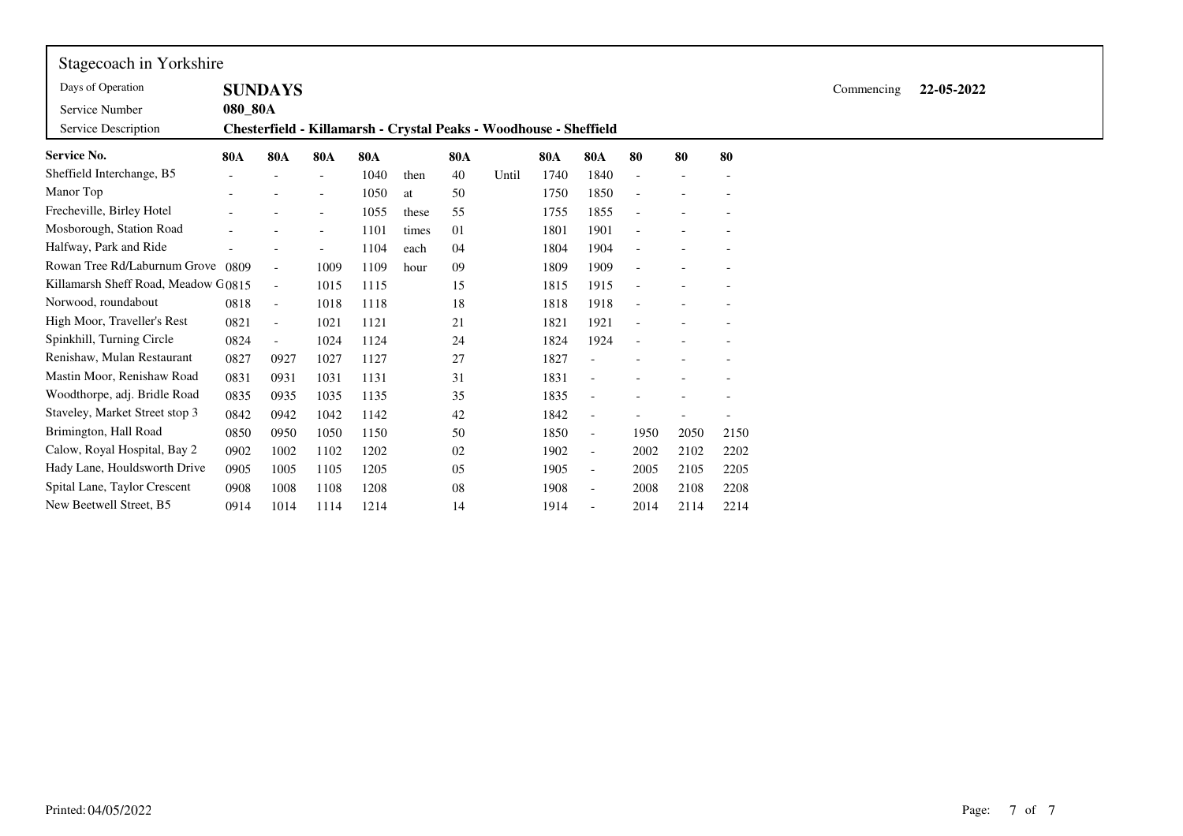Stagecoach in Yorkshire

| | | | |
|---|---|---|---|
| Days of Operation | **SUNDAYS** | Commencing | **22-05-2022** |
| Service Number | **080_80A** | | |
| Service Description | **Chesterfield - Killamarsh - Crystal Peaks - Woodhouse - Sheffield** | | |

| Service No. | 80A | 80A | 80A | 80A | | 80A | | 80A | 80A | 80 | 80 | 80 |
|---|---|---|---|---|---|---|---|---|---|---|---|---|
| Sheffield Interchange, B5 | - | - | - | 1040 | then | 40 | Until | 1740 | 1840 | - | - | - |
| Manor Top | - | - | - | 1050 | at | 50 | | 1750 | 1850 | - | - | - |
| Frecheville, Birley Hotel | - | - | - | 1055 | these | 55 | | 1755 | 1855 | - | - | - |
| Mosborough, Station Road | - | - | - | 1101 | times | 01 | | 1801 | 1901 | - | - | - |
| Halfway, Park and Ride | - | - | - | 1104 | each | 04 | | 1804 | 1904 | - | - | - |
| Rowan Tree Rd/Laburnum Grove | 0809 | - | 1009 | 1109 | hour | 09 | | 1809 | 1909 | - | - | - |
| Killamarsh Sheff Road, Meadow G | 0815 | - | 1015 | 1115 | | 15 | | 1815 | 1915 | - | - | - |
| Norwood, roundabout | 0818 | - | 1018 | 1118 | | 18 | | 1818 | 1918 | - | - | - |
| High Moor, Traveller's Rest | 0821 | - | 1021 | 1121 | | 21 | | 1821 | 1921 | - | - | - |
| Spinkhill, Turning Circle | 0824 | - | 1024 | 1124 | | 24 | | 1824 | 1924 | - | - | - |
| Renishaw, Mulan Restaurant | 0827 | 0927 | 1027 | 1127 | | 27 | | 1827 | - | - | - | - |
| Mastin Moor, Renishaw Road | 0831 | 0931 | 1031 | 1131 | | 31 | | 1831 | - | - | - | - |
| Woodthorpe, adj. Bridle Road | 0835 | 0935 | 1035 | 1135 | | 35 | | 1835 | - | - | - | - |
| Staveley, Market Street stop 3 | 0842 | 0942 | 1042 | 1142 | | 42 | | 1842 | - | - | - | - |
| Brimington, Hall Road | 0850 | 0950 | 1050 | 1150 | | 50 | | 1850 | - | 1950 | 2050 | 2150 |
| Calow, Royal Hospital, Bay 2 | 0902 | 1002 | 1102 | 1202 | | 02 | | 1902 | - | 2002 | 2102 | 2202 |
| Hady Lane, Houldsworth Drive | 0905 | 1005 | 1105 | 1205 | | 05 | | 1905 | - | 2005 | 2105 | 2205 |
| Spital Lane, Taylor Crescent | 0908 | 1008 | 1108 | 1208 | | 08 | | 1908 | - | 2008 | 2108 | 2208 |
| New Beetwell Street, B5 | 0914 | 1014 | 1114 | 1214 | | 14 | | 1914 | - | 2014 | 2114 | 2214 |

Printed: 04/05/2022